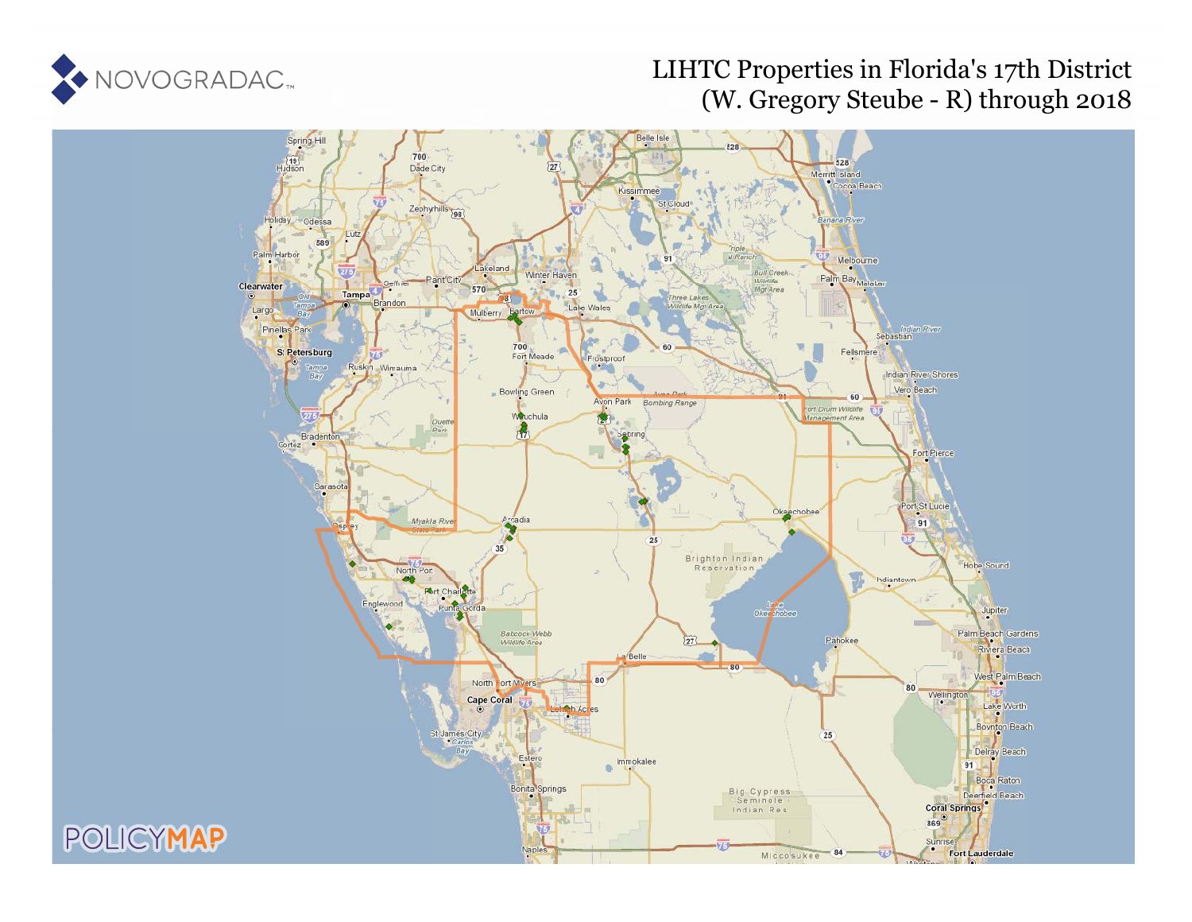# LIHTC Properties in Florida's 17th District (W. Gregory Steube - R) through 2018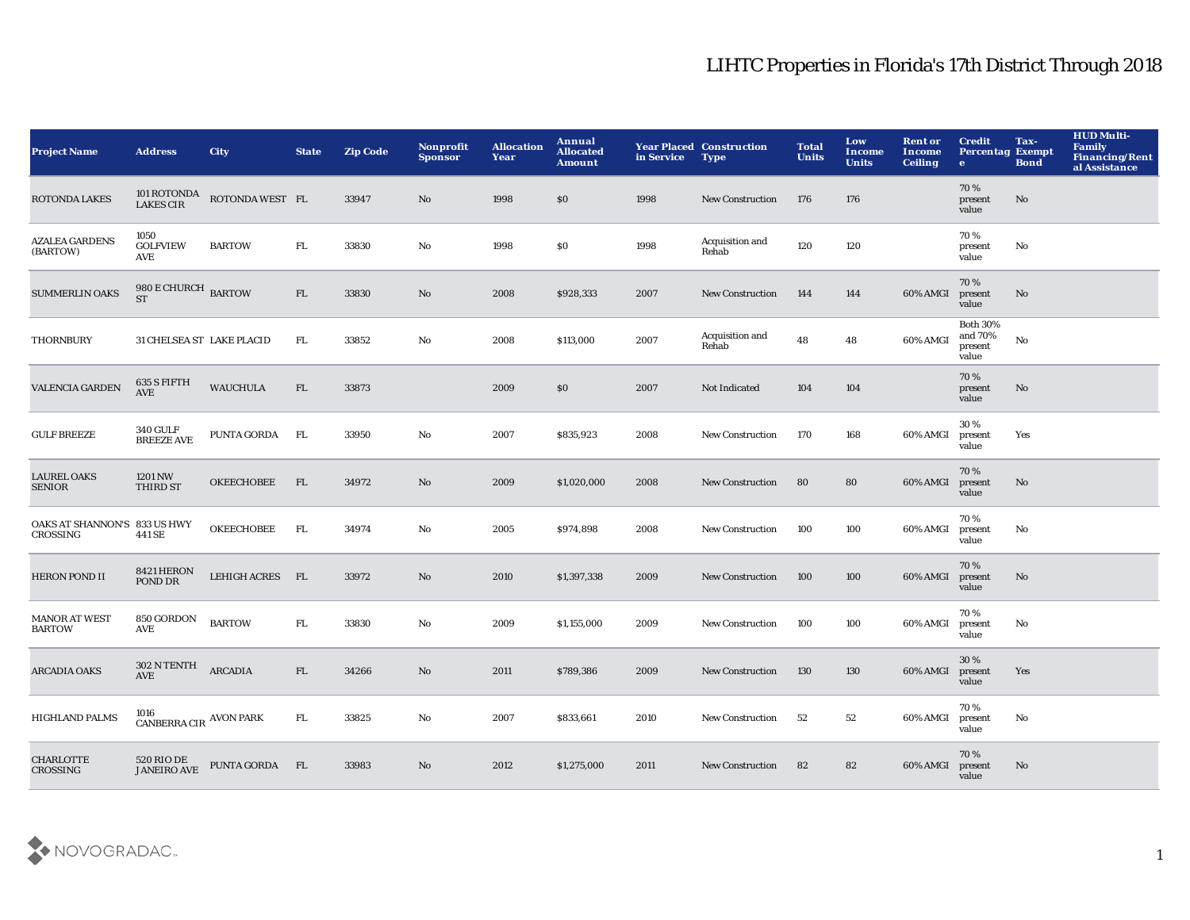# LIHTC Properties in Florida's 17th District Through 2018

| Project Name | Address | City | State | Zip Code | Nonprofit Sponsor | Allocation Year | Annual Allocated Amount | Year Placed in Service | Construction Type | Total Units | Low Income Units | Rent or Income Ceiling | Credit Percentage | Tax-Exempt Bond | HUD Multi-Family Financing/Rental Assistance |
|---|---|---|---|---|---|---|---|---|---|---|---|---|---|---|---|
| ROTONDA LAKES | 101 ROTONDA LAKES CIR | ROTONDA WEST | FL | 33947 | No | 1998 | $0 | 1998 | New Construction | 176 | 176 | | 70 % present value | No | |
| AZALEA GARDENS (BARTOW) | 1050 GOLFVIEW AVE | BARTOW | FL | 33830 | No | 1998 | $0 | 1998 | Acquisition and Rehab | 120 | 120 | | 70 % present value | No | |
| SUMMERLIN OAKS | 980 E CHURCH ST | BARTOW | FL | 33830 | No | 2008 | $928,333 | 2007 | New Construction | 144 | 144 | 60% AMGI | 70 % present value | No | |
| THORNBURY | 31 CHELSEA ST | LAKE PLACID | FL | 33852 | No | 2008 | $113,000 | 2007 | Acquisition and Rehab | 48 | 48 | 60% AMGI | Both 30% and 70% present value | No | |
| VALENCIA GARDEN | 635 S FIFTH AVE | WAUCHULA | FL | 33873 | | 2009 | $0 | 2007 | Not Indicated | 104 | 104 | | 70 % present value | No | |
| GULF BREEZE | 340 GULF BREEZE AVE | PUNTA GORDA | FL | 33950 | No | 2007 | $835,923 | 2008 | New Construction | 170 | 168 | 60% AMGI | 30 % present value | Yes | |
| LAUREL OAKS SENIOR | 1201 NW THIRD ST | OKEECHOBEE | FL | 34972 | No | 2009 | $1,020,000 | 2008 | New Construction | 80 | 80 | 60% AMGI | 70 % present value | No | |
| OAKS AT SHANNON'S CROSSING | 833 US HWY 441 SE | OKEECHOBEE | FL | 34974 | No | 2005 | $974,898 | 2008 | New Construction | 100 | 100 | 60% AMGI | 70 % present value | No | |
| HERON POND II | 8421 HERON POND DR | LEHIGH ACRES | FL | 33972 | No | 2010 | $1,397,338 | 2009 | New Construction | 100 | 100 | 60% AMGI | 70 % present value | No | |
| MANOR AT WEST BARTOW | 850 GORDON AVE | BARTOW | FL | 33830 | No | 2009 | $1,155,000 | 2009 | New Construction | 100 | 100 | 60% AMGI | 70 % present value | No | |
| ARCADIA OAKS | 302 N TENTH AVE | ARCADIA | FL | 34266 | No | 2011 | $789,386 | 2009 | New Construction | 130 | 130 | 60% AMGI | 30 % present value | Yes | |
| HIGHLAND PALMS | 1016 CANBERRA CIR | AVON PARK | FL | 33825 | No | 2007 | $833,661 | 2010 | New Construction | 52 | 52 | 60% AMGI | 70 % present value | No | |
| CHARLOTTE CROSSING | 520 RIO DE JANEIRO AVE | PUNTA GORDA | FL | 33983 | No | 2012 | $1,275,000 | 2011 | New Construction | 82 | 82 | 60% AMGI | 70 % present value | No | |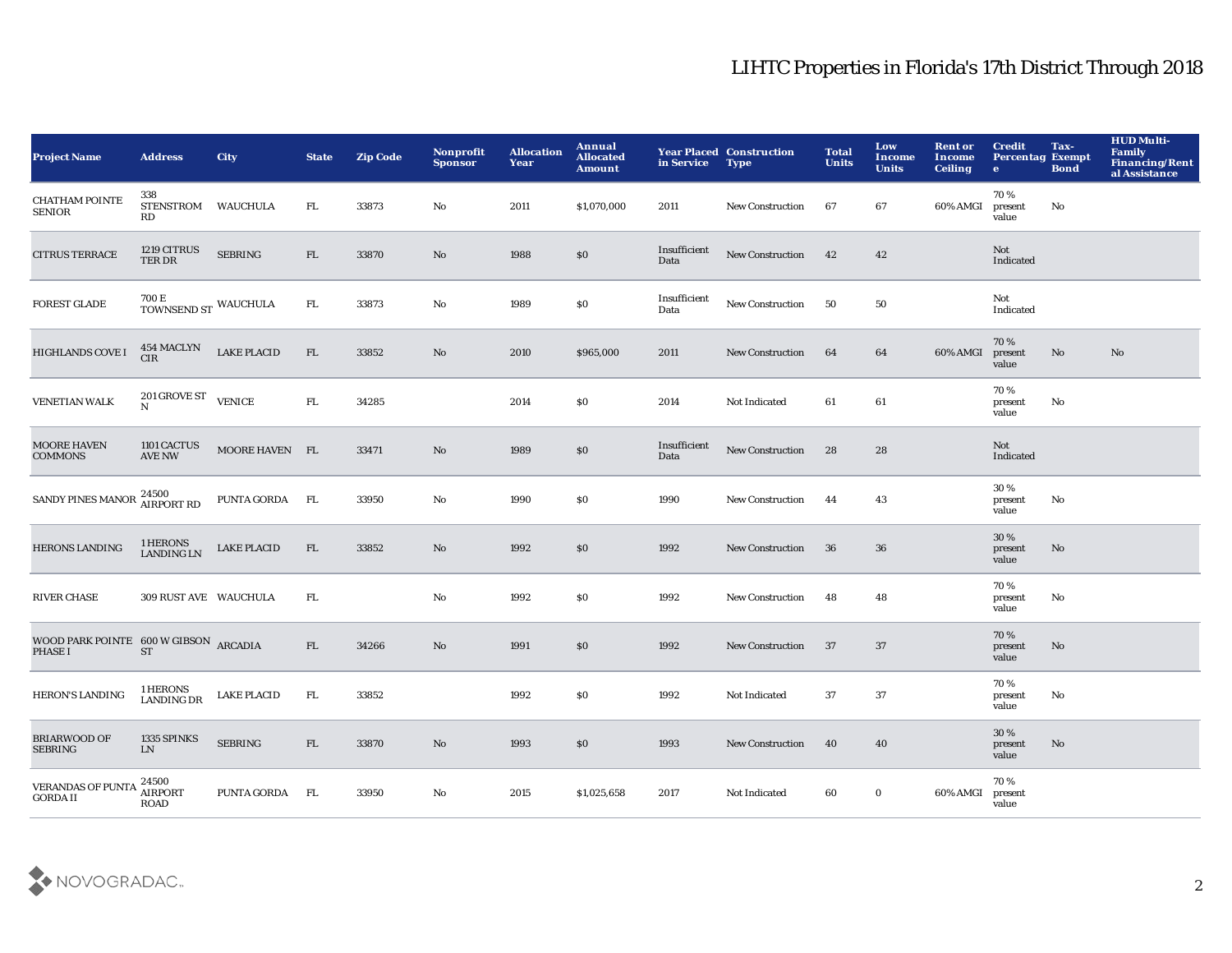# LIHTC Properties in Florida's 17th District Through 2018

| Project Name | Address | City | State | Zip Code | Nonprofit Sponsor | Allocation Year | Annual Allocated Amount | Year Placed in Service | Construction Type | Total Units | Low Income Units | Rent or Income Ceiling | Credit Percentage | Tax-Exempt Bond | HUD Multi-Family Financing/Rental Assistance |
|---|---|---|---|---|---|---|---|---|---|---|---|---|---|---|---|
| CHATHAM POINTE SENIOR | 338 STENSTROM RD | WAUCHULA | FL | 33873 | No | 2011 | $1,070,000 | 2011 | New Construction | 67 | 67 | 60% AMGI | 70 % present value | No | |
| CITRUS TERRACE | 1219 CITRUS TER DR | SEBRING | FL | 33870 | No | 1988 | $0 | Insufficient Data | New Construction | 42 | 42 | | Not Indicated | | |
| FOREST GLADE | 700 E TOWNSEND ST | WAUCHULA | FL | 33873 | No | 1989 | $0 | Insufficient Data | New Construction | 50 | 50 | | Not Indicated | | |
| HIGHLANDS COVE I | 454 MACLYN CIR | LAKE PLACID | FL | 33852 | No | 2010 | $965,000 | 2011 | New Construction | 64 | 64 | 60% AMGI | 70 % present value | No | No |
| VENETIAN WALK | 201 GROVE ST N | VENICE | FL | 34285 | | 2014 | $0 | 2014 | Not Indicated | 61 | 61 | | 70 % present value | No | |
| MOORE HAVEN COMMONS | 1101 CACTUS AVE NW | MOORE HAVEN | FL | 33471 | No | 1989 | $0 | Insufficient Data | New Construction | 28 | 28 | | Not Indicated | | |
| SANDY PINES MANOR | 24500 AIRPORT RD | PUNTA GORDA | FL | 33950 | No | 1990 | $0 | 1990 | New Construction | 44 | 43 | | 30 % present value | No | |
| HERONS LANDING | 1 HERONS LANDING LN | LAKE PLACID | FL | 33852 | No | 1992 | $0 | 1992 | New Construction | 36 | 36 | | 30 % present value | No | |
| RIVER CHASE | 309 RUST AVE | WAUCHULA | FL | | No | 1992 | $0 | 1992 | New Construction | 48 | 48 | | 70 % present value | No | |
| WOOD PARK POINTE PHASE I | 600 W GIBSON ST | ARCADIA | FL | 34266 | No | 1991 | $0 | 1992 | New Construction | 37 | 37 | | 70 % present value | No | |
| HERON'S LANDING | 1 HERONS LANDING DR | LAKE PLACID | FL | 33852 | | 1992 | $0 | 1992 | Not Indicated | 37 | 37 | | 70 % present value | No | |
| BRIARWOOD OF SEBRING | 1335 SPINKS LN | SEBRING | FL | 33870 | No | 1993 | $0 | 1993 | New Construction | 40 | 40 | | 30 % present value | No | |
| VERANDAS OF PUNTA GORDA II | 24500 AIRPORT ROAD | PUNTA GORDA | FL | 33950 | No | 2015 | $1,025,658 | 2017 | Not Indicated | 60 | 0 | 60% AMGI | 70 % present value | | |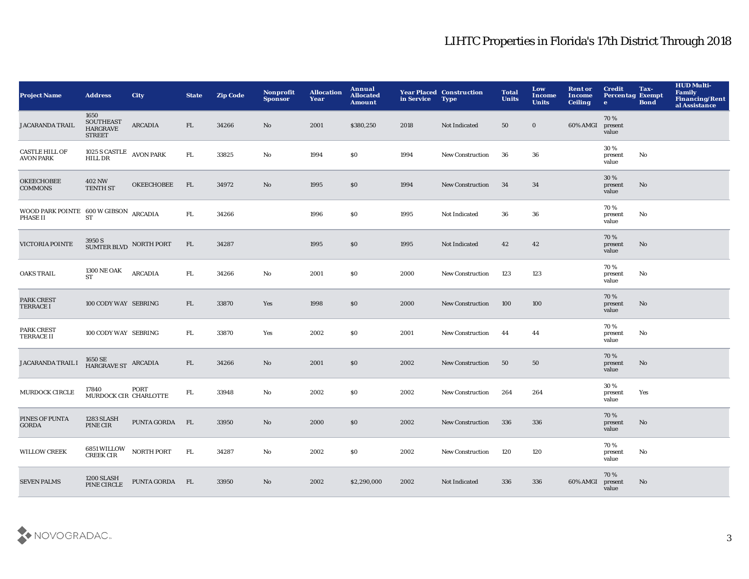# LIHTC Properties in Florida's 17th District Through 2018

| Project Name | Address | City | State | Zip Code | Nonprofit Sponsor | Allocation Year | Annual Allocated Amount | Year Placed in Service | Construction Type | Total Units | Low Income Units | Rent or Income Ceiling | Credit Percentage | Tax-Exempt Bond | HUD Multi-Family Financing/Rental Assistance |
|---|---|---|---|---|---|---|---|---|---|---|---|---|---|---|---|
| JACARANDA TRAIL | 1650 SOUTHEAST HARGRAVE STREET | ARCADIA | FL | 34266 | No | 2001 | $380,250 | 2018 | Not Indicated | 50 | 0 | 60% AMGI | 70 % present value | | |
| CASTLE HILL OF AVON PARK | 1025 S CASTLE HILL DR | AVON PARK | FL | 33825 | No | 1994 | $0 | 1994 | New Construction | 36 | 36 | | 30 % present value | No | |
| OKEECHOBEE COMMONS | 402 NW TENTH ST | OKEECHOBEE | FL | 34972 | No | 1995 | $0 | 1994 | New Construction | 34 | 34 | | 30 % present value | No | |
| WOOD PARK POINTE PHASE II | 600 W GIBSON ST | ARCADIA | FL | 34266 | | 1996 | $0 | 1995 | Not Indicated | 36 | 36 | | 70 % present value | No | |
| VICTORIA POINTE | 3950 S SUMTER BLVD | NORTH PORT | FL | 34287 | | 1995 | $0 | 1995 | Not Indicated | 42 | 42 | | 70 % present value | No | |
| OAKS TRAIL | 1300 NE OAK ST | ARCADIA | FL | 34266 | No | 2001 | $0 | 2000 | New Construction | 123 | 123 | | 70 % present value | No | |
| PARK CREST TERRACE I | 100 CODY WAY | SEBRING | FL | 33870 | Yes | 1998 | $0 | 2000 | New Construction | 100 | 100 | | 70 % present value | No | |
| PARK CREST TERRACE II | 100 CODY WAY | SEBRING | FL | 33870 | Yes | 2002 | $0 | 2001 | New Construction | 44 | 44 | | 70 % present value | No | |
| JACARANDA TRAIL I | 1650 SE HARGRAVE ST | ARCADIA | FL | 34266 | No | 2001 | $0 | 2002 | New Construction | 50 | 50 | | 70 % present value | No | |
| MURDOCK CIRCLE | 17840 MURDOCK CIR | PORT CHARLOTTE | FL | 33948 | No | 2002 | $0 | 2002 | New Construction | 264 | 264 | | 30 % present value | Yes | |
| PINES OF PUNTA GORDA | 1283 SLASH PINE CIR | PUNTA GORDA | FL | 33950 | No | 2000 | $0 | 2002 | New Construction | 336 | 336 | | 70 % present value | No | |
| WILLOW CREEK | 6851 WILLOW CREEK CIR | NORTH PORT | FL | 34287 | No | 2002 | $0 | 2002 | New Construction | 120 | 120 | | 70 % present value | No | |
| SEVEN PALMS | 1200 SLASH PINE CIRCLE | PUNTA GORDA | FL | 33950 | No | 2002 | $2,290,000 | 2002 | Not Indicated | 336 | 336 | 60% AMGI | 70 % present value | No | |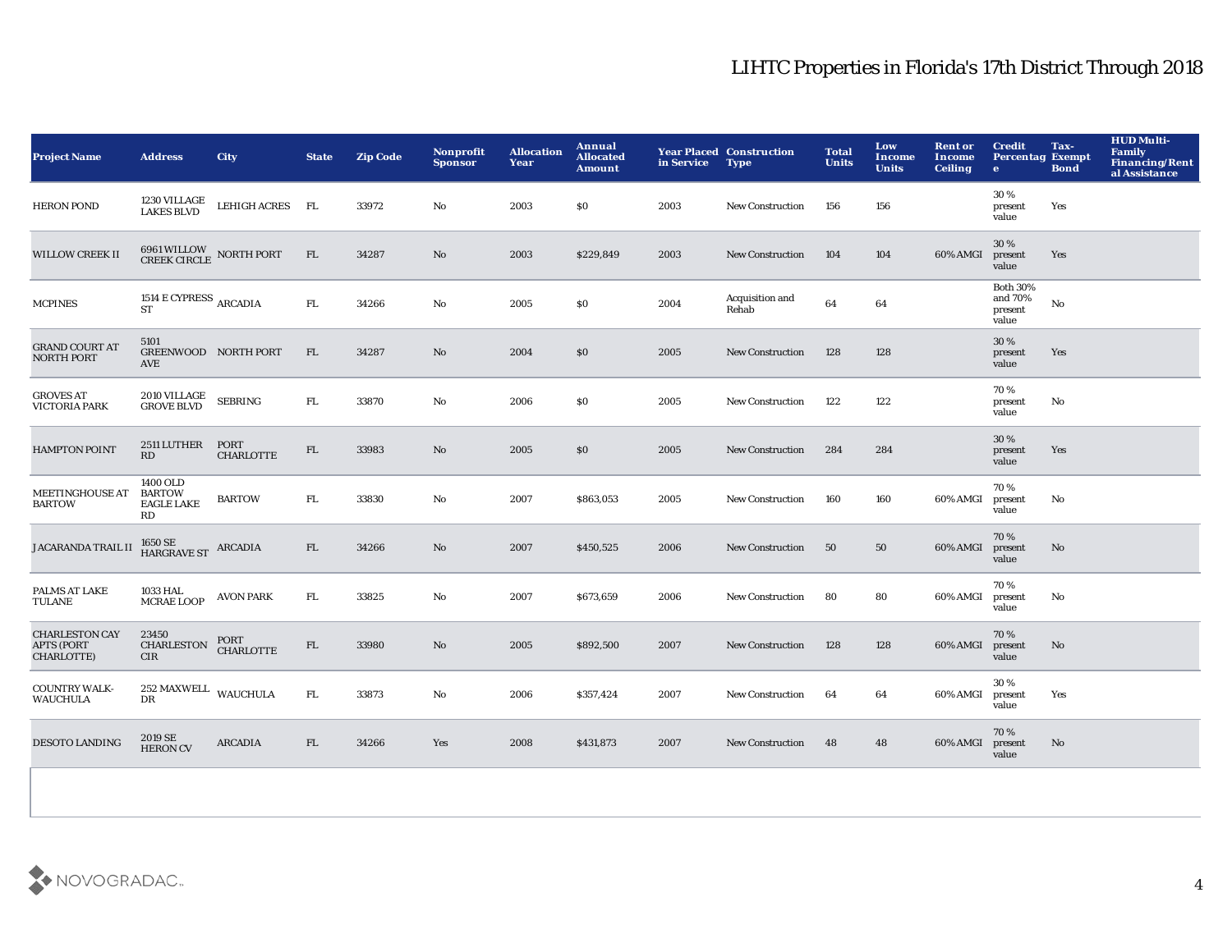# LIHTC Properties in Florida's 17th District Through 2018

| Project Name | Address | City | State | Zip Code | Nonprofit Sponsor | Allocation Year | Annual Allocated Amount | Year Placed in Service | Construction Type | Total Units | Low Income Units | Rent or Income Ceiling | Credit Percentage | Tax-Exempt Bond | HUD Multi-Family Financing/Rental Assistance |
|---|---|---|---|---|---|---|---|---|---|---|---|---|---|---|---|
| HERON POND | 1230 VILLAGE LAKES BLVD | LEHIGH ACRES | FL | 33972 | No | 2003 | $0 | 2003 | New Construction | 156 | 156 | | 30 % present value | Yes | |
| WILLOW CREEK II | 6961 WILLOW CREEK CIRCLE | NORTH PORT | FL | 34287 | No | 2003 | $229,849 | 2003 | New Construction | 104 | 104 | 60% AMGI | 30 % present value | Yes | |
| MCPINES | 1514 E CYPRESS ST | ARCADIA | FL | 34266 | No | 2005 | $0 | 2004 | Acquisition and Rehab | 64 | 64 | | Both 30% and 70% present value | No | |
| GRAND COURT AT NORTH PORT | 5101 GREENWOOD AVE | NORTH PORT | FL | 34287 | No | 2004 | $0 | 2005 | New Construction | 128 | 128 | | 30 % present value | Yes | |
| GROVES AT VICTORIA PARK | 2010 VILLAGE GROVE BLVD | SEBRING | FL | 33870 | No | 2006 | $0 | 2005 | New Construction | 122 | 122 | | 70 % present value | No | |
| HAMPTON POINT | 2511 LUTHER RD | PORT CHARLOTTE | FL | 33983 | No | 2005 | $0 | 2005 | New Construction | 284 | 284 | | 30 % present value | Yes | |
| MEETINGHOUSE AT BARTOW | 1400 OLD BARTOW EAGLE LAKE RD | BARTOW | FL | 33830 | No | 2007 | $863,053 | 2005 | New Construction | 160 | 160 | 60% AMGI | 70 % present value | No | |
| JACARANDA TRAIL II | 1650 SE HARGRAVE ST | ARCADIA | FL | 34266 | No | 2007 | $450,525 | 2006 | New Construction | 50 | 50 | 60% AMGI | 70 % present value | No | |
| PALMS AT LAKE TULANE | 1033 HAL MCRAE LOOP | AVON PARK | FL | 33825 | No | 2007 | $673,659 | 2006 | New Construction | 80 | 80 | 60% AMGI | 70 % present value | No | |
| CHARLESTON CAY APTS (PORT CHARLOTTE) | 23450 CHARLESTON CIR | PORT CHARLOTTE | FL | 33980 | No | 2005 | $892,500 | 2007 | New Construction | 128 | 128 | 60% AMGI | 70 % present value | No | |
| COUNTRY WALK-WAUCHULA | 252 MAXWELL DR | WAUCHULA | FL | 33873 | No | 2006 | $357,424 | 2007 | New Construction | 64 | 64 | 60% AMGI | 30 % present value | Yes | |
| DESOTO LANDING | 2019 SE HERON CV | ARCADIA | FL | 34266 | Yes | 2008 | $431,873 | 2007 | New Construction | 48 | 48 | 60% AMGI | 70 % present value | No | |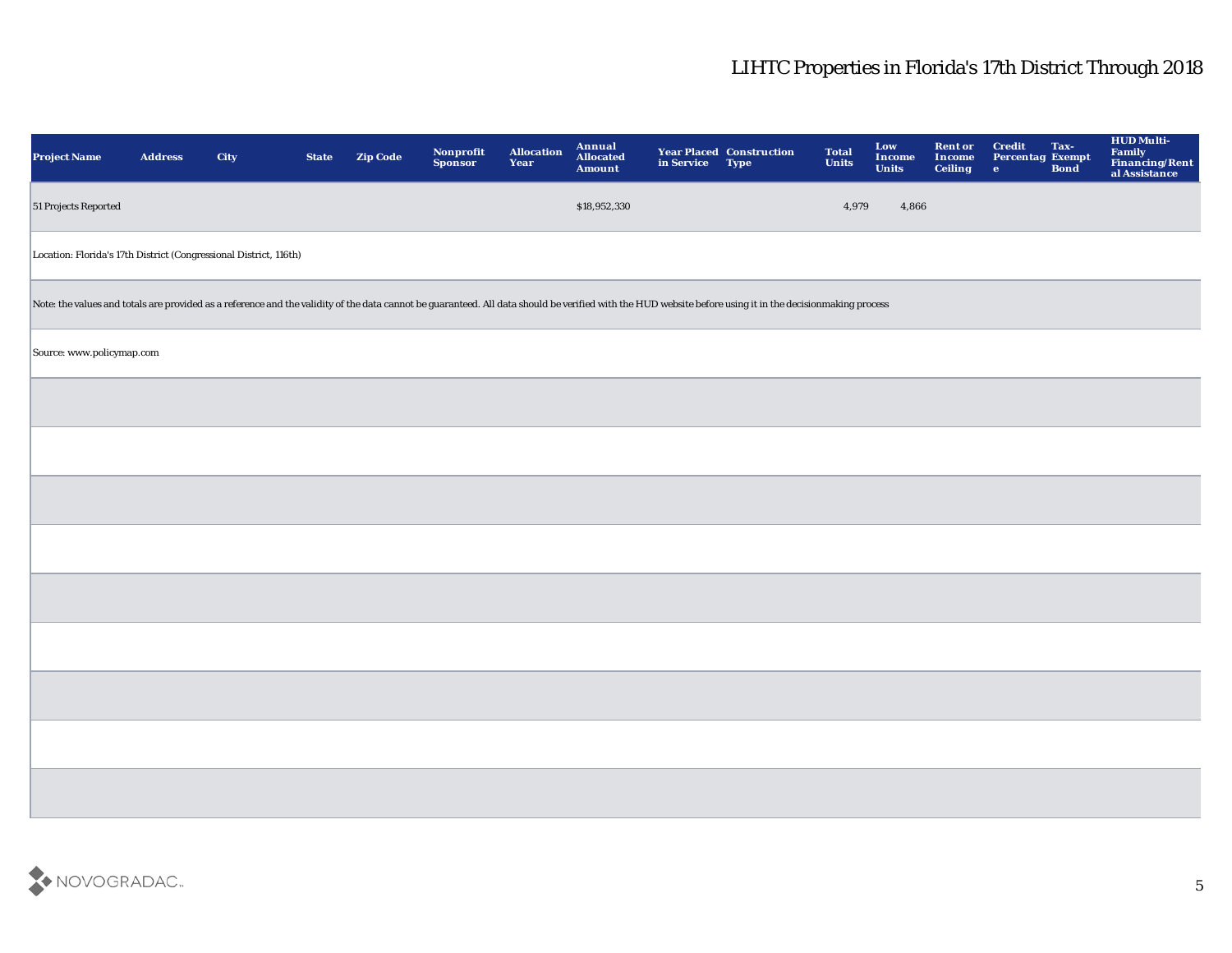# LIHTC Properties in Florida's 17th District Through 2018

| Project Name | Address | City | State | Zip Code | Nonprofit Sponsor | Allocation Year | Annual Allocated Amount | Year Placed in Service | Construction Type | Total Units | Low Income Units | Rent or Income Ceiling | Credit Percentage | Tax-Exempt Bond | HUD Multi-Family Financing/Rental Assistance |
|---|---|---|---|---|---|---|---|---|---|---|---|---|---|---|---|
| 51 Projects Reported | | | | | | | $18,952,330 | | | 4,979 | 4,866 | | | | |
| Location: Florida's 17th District (Congressional District, 116th) | | | | | | | | | | | | | | | |
| Note: the values and totals are provided as a reference and the validity of the data cannot be guaranteed. All data should be verified with the HUD website before using it in the decisionmaking process | | | | | | | | | | | | | | | |
| Source: www.policymap.com | | | | | | | | | | | | | | | |